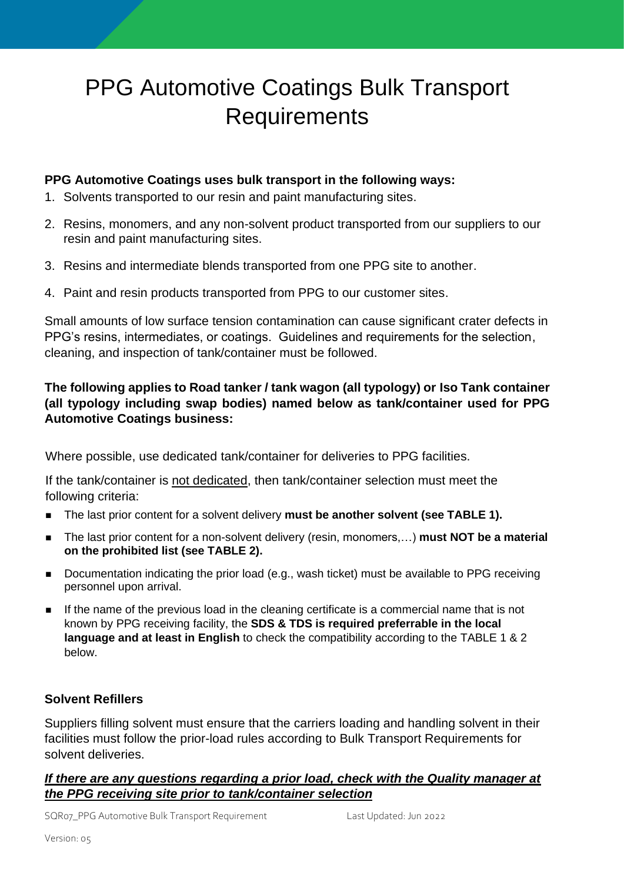# PPG Automotive Coatings Bulk Transport Requirements

**PPG Automotive Coatings uses bulk transport in the following ways:**

1. Solvents transported to our resin and paint manufacturing sites.
2. Resins, monomers, and any non-solvent product transported from our suppliers to our resin and paint manufacturing sites.
3. Resins and intermediate blends transported from one PPG site to another.
4. Paint and resin products transported from PPG to our customer sites.

Small amounts of low surface tension contamination can cause significant crater defects in PPG's resins, intermediates, or coatings. Guidelines and requirements for the selection, cleaning, and inspection of tank/container must be followed.

**The following applies to Road tanker / tank wagon (all typology) or Iso Tank container (all typology including swap bodies) named below as tank/container used for PPG Automotive Coatings business:**

Where possible, use dedicated tank/container for deliveries to PPG facilities.

If the tank/container is <u>not dedicated</u>, then tank/container selection must meet the following criteria:

- The last prior content for a solvent delivery **must be another solvent (see TABLE 1).**
- The last prior content for a non-solvent delivery (resin, monomers,…) **must NOT be a material on the prohibited list (see TABLE 2).**
- Documentation indicating the prior load (e.g., wash ticket) must be available to PPG receiving personnel upon arrival.
- If the name of the previous load in the cleaning certificate is a commercial name that is not known by PPG receiving facility, the **SDS & TDS is required preferrable in the local language and at least in English** to check the compatibility according to the TABLE 1 & 2 below.

**Solvent Refillers**

Suppliers filling solvent must ensure that the carriers loading and handling solvent in their facilities must follow the prior-load rules according to Bulk Transport Requirements for solvent deliveries.

***<u>If there are any questions regarding a prior load, check with the Quality manager at the PPG receiving site prior to tank/container selection</u>***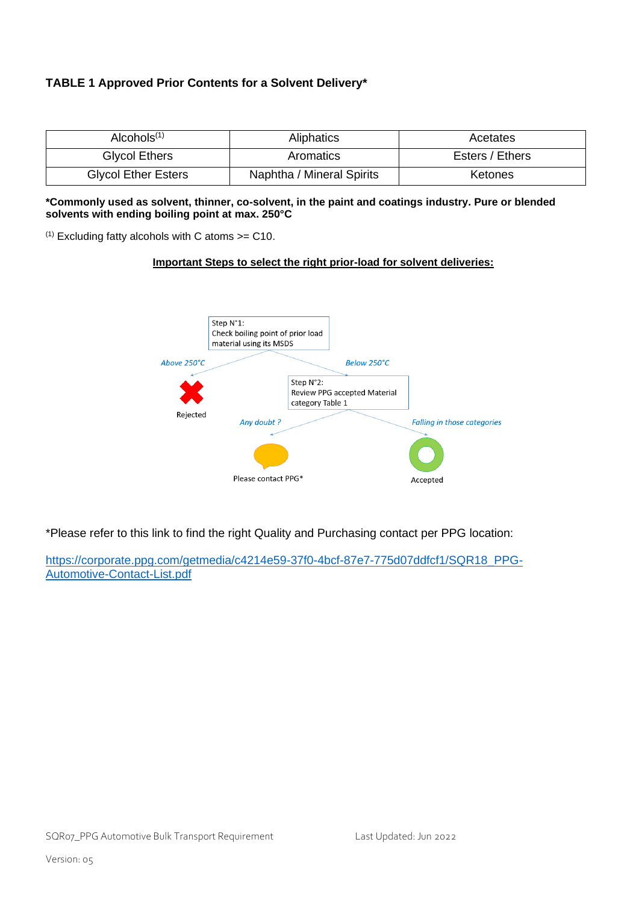**TABLE 1 Approved Prior Contents for a Solvent Delivery***

| Alcohols[1] | Aliphatics | Acetates |
|---|---|---|
| Glycol Ethers | Aromatics | Esters / Ethers |
| Glycol Ether Esters | Naphtha / Mineral Spirits | Ketones |

***Commonly used as solvent, thinner, co-solvent, in the paint and coatings industry. Pure or blended solvents with ending boiling point at max. 250°C**

[1] Excluding fatty alcohols with C atoms >= C10.

**Important Steps to select the right prior-load for solvent deliveries:**

Step N°1:
Check boiling point of prior load material using its MSDS

*Above 250°C*

Rejected

*Below 250°C*

Step N°2:
Review PPG accepted Material category Table 1

*Any doubt ?*

Please contact PPG*

*Falling in those categories*

Accepted

*Please refer to this link to find the right Quality and Purchasing contact per PPG location:

https://corporate.ppg.com/getmedia/c4214e59-37f0-4bcf-87e7-775d07ddfcf1/SQR18_PPG-Automotive-Contact-List.pdf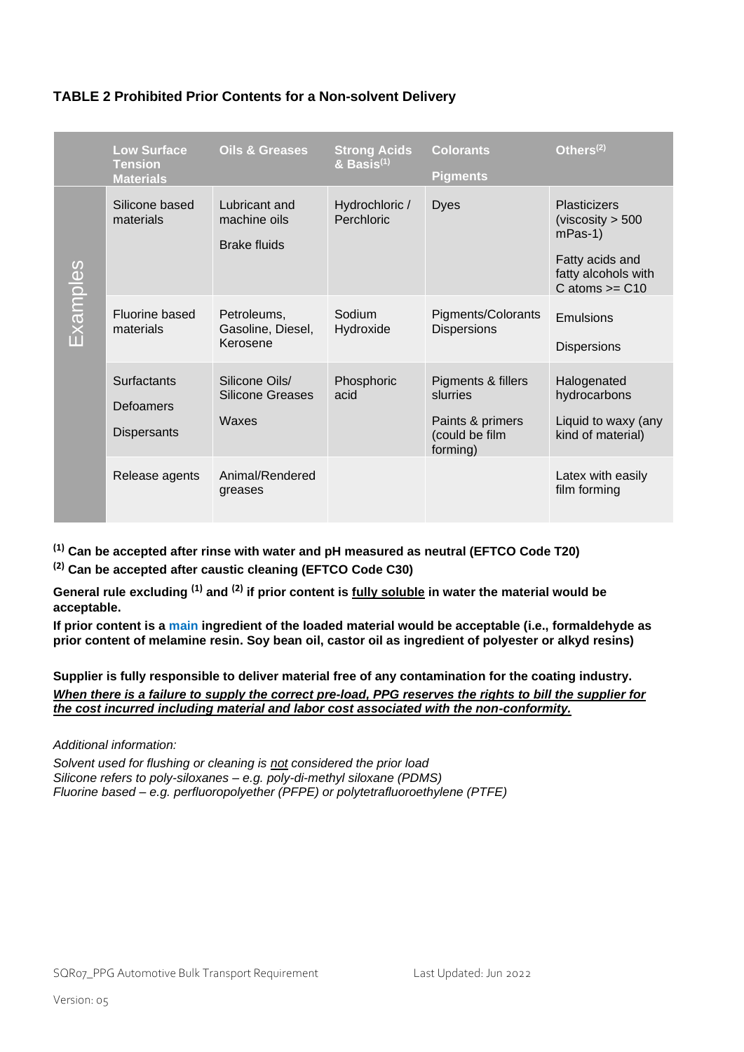**TABLE 2 Prohibited Prior Contents for a Non-solvent Delivery**

| | Low Surface Tension Materials | Oils & Greases | Strong Acids & Basis[1] | Colorants Pigments | Others[2] |
|---|---|---|---|---|---|
| Examples | Silicone based materials | Lubricant and machine oils<br>Brake fluids | Hydrochloric / Perchloric | Dyes | Plasticizers (viscosity > 500 mPas-1)<br>Fatty acids and fatty alcohols with C atoms >= C10 |
| | Fluorine based materials | Petroleums, Gasoline, Diesel, Kerosene | Sodium Hydroxide | Pigments/Colorants Dispersions | Emulsions<br>Dispersions |
| | Surfactants<br>Defoamers<br>Dispersants | Silicone Oils/ Silicone Greases<br>Waxes | Phosphoric acid | Pigments & fillers slurries<br>Paints & primers (could be film forming) | Halogenated hydrocarbons<br>Liquid to waxy (any kind of material) |
| | Release agents | Animal/Rendered greases | | | Latex with easily film forming |

**[1] Can be accepted after rinse with water and pH measured as neutral (EFTCO Code T20)**

**[2] Can be accepted after caustic cleaning (EFTCO Code C30)**

**General rule excluding [1] and [2] if prior content is <u>fully soluble</u> in water the material would be acceptable.**

**If prior content is a main ingredient of the loaded material would be acceptable (i.e., formaldehyde as prior content of melamine resin. Soy bean oil, castor oil as ingredient of polyester or alkyd resins)**

**Supplier is fully responsible to deliver material free of any contamination for the coating industry.**
***<u>When there is a failure to supply the correct pre-load, PPG reserves the rights to bill the supplier for the cost incurred including material and labor cost associated with the non-conformity.</u>***

*Additional information:*

*Solvent used for flushing or cleaning is <u>not</u> considered the prior load*
*Silicone refers to poly-siloxanes – e.g. poly-di-methyl siloxane (PDMS)*
*Fluorine based – e.g. perfluoropolyether (PFPE) or polytetrafluoroethylene (PTFE)*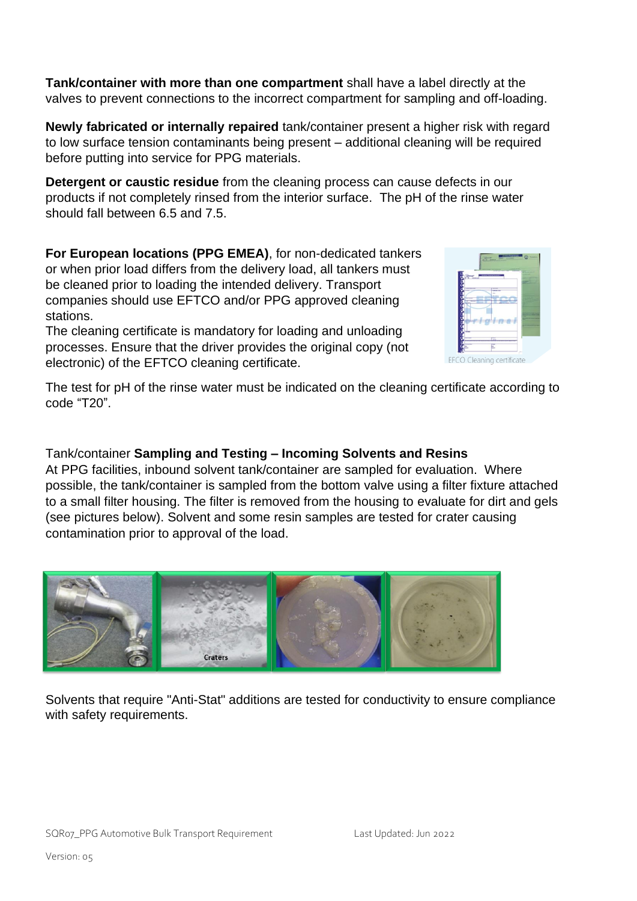**Tank/container with more than one compartment** shall have a label directly at the valves to prevent connections to the incorrect compartment for sampling and off-loading.

**Newly fabricated or internally repaired** tank/container present a higher risk with regard to low surface tension contaminants being present – additional cleaning will be required before putting into service for PPG materials.

**Detergent or caustic residue** from the cleaning process can cause defects in our products if not completely rinsed from the interior surface. The pH of the rinse water should fall between 6.5 and 7.5.

**For European locations (PPG EMEA)**, for non-dedicated tankers or when prior load differs from the delivery load, all tankers must be cleaned prior to loading the intended delivery. Transport companies should use EFTCO and/or PPG approved cleaning stations.

The cleaning certificate is mandatory for loading and unloading processes. Ensure that the driver provides the original copy (not electronic) of the EFTCO cleaning certificate.

EFCO Cleaning certificate

The test for pH of the rinse water must be indicated on the cleaning certificate according to code "T20".

Tank/container **Sampling and Testing – Incoming Solvents and Resins**

At PPG facilities, inbound solvent tank/container are sampled for evaluation. Where possible, the tank/container is sampled from the bottom valve using a filter fixture attached to a small filter housing. The filter is removed from the housing to evaluate for dirt and gels (see pictures below). Solvent and some resin samples are tested for crater causing contamination prior to approval of the load.

Craters

Solvents that require "Anti-Stat" additions are tested for conductivity to ensure compliance with safety requirements.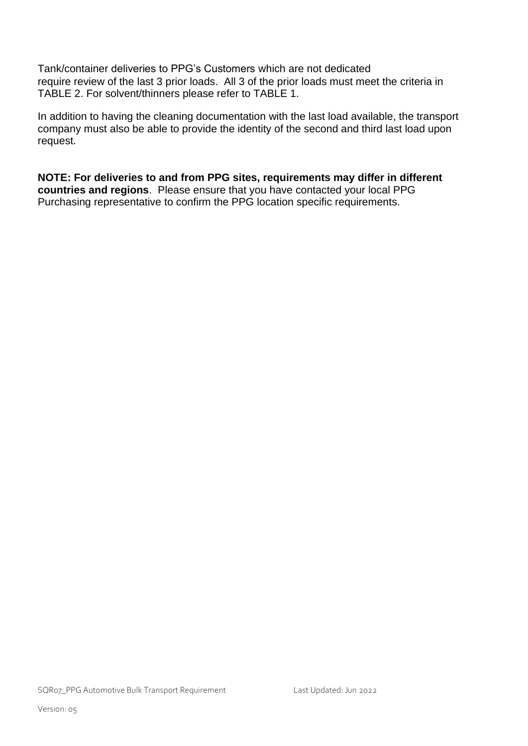Tank/container deliveries to PPG's Customers which are not dedicated require review of the last 3 prior loads. All 3 of the prior loads must meet the criteria in TABLE 2. For solvent/thinners please refer to TABLE 1.

In addition to having the cleaning documentation with the last load available, the transport company must also be able to provide the identity of the second and third last load upon request.

**NOTE: For deliveries to and from PPG sites, requirements may differ in different countries and regions**. Please ensure that you have contacted your local PPG Purchasing representative to confirm the PPG location specific requirements.